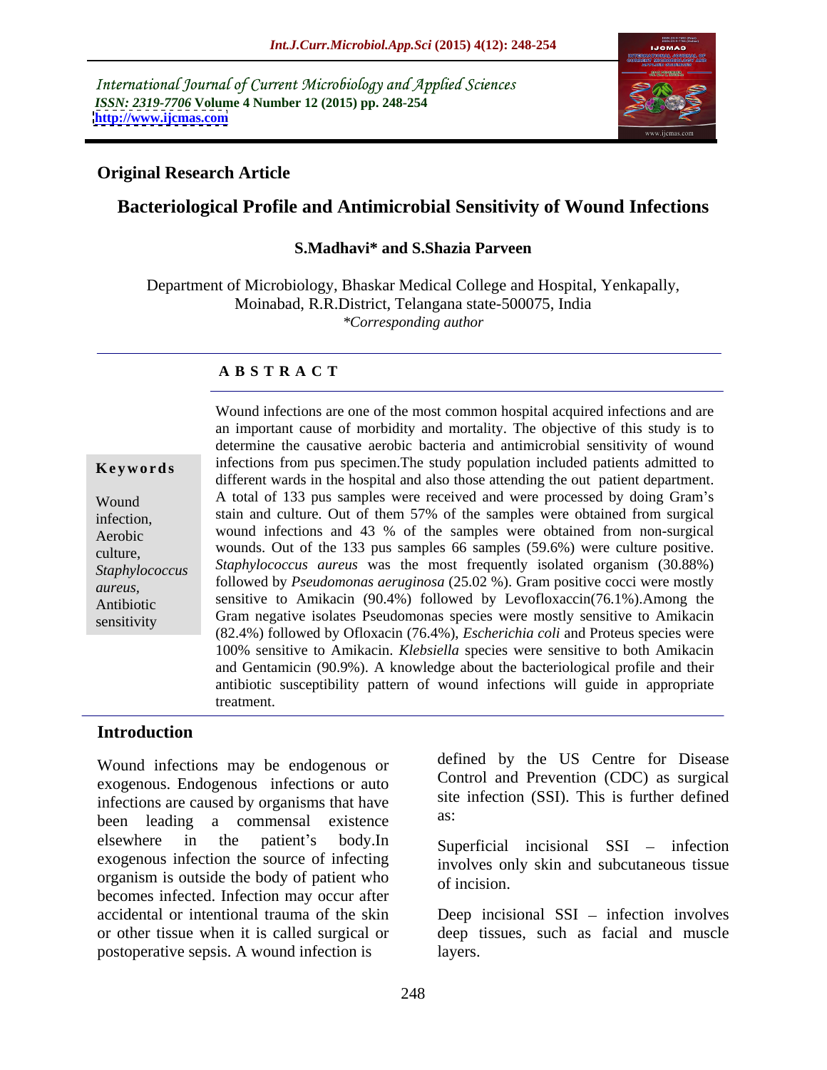International Journal of Current Microbiology and Applied Sciences
*ISSN: 2319-7706* **Volume 4 Number 12 (2015) pp. 248-254**
**http://www.ijcmas.com**

**Original Research Article**

# Bacteriological Profile and Antimicrobial Sensitivity of Wound Infections

**S.Madhavi\* and S.Shazia Parveen**

Department of Microbiology, Bhaskar Medical College and Hospital, Yenkapally, Moinabad, R.R.District, Telangana state-500075, India
*\*Corresponding author*

## A B S T R A C T

**Keywords**

Wound infection, Aerobic culture, *Staphylococcus aureus*, Antibiotic sensitivity

Wound infections are one of the most common hospital acquired infections and are an important cause of morbidity and mortality. The objective of this study is to determine the causative aerobic bacteria and antimicrobial sensitivity of wound infections from pus specimen.The study population included patients admitted to different wards in the hospital and also those attending the out patient department. A total of 133 pus samples were received and were processed by doing Gram's stain and culture. Out of them 57% of the samples were obtained from surgical wound infections and 43 % of the samples were obtained from non-surgical wounds. Out of the 133 pus samples 66 samples (59.6%) were culture positive. *Staphylococcus aureus* was the most frequently isolated organism (30.88%) followed by *Pseudomonas aeruginosa* (25.02 %). Gram positive cocci were mostly sensitive to Amikacin (90.4%) followed by Levofloxaccin(76.1%).Among the Gram negative isolates Pseudomonas species were mostly sensitive to Amikacin (82.4%) followed by Ofloxacin (76.4%), *Escherichia coli* and Proteus species were 100% sensitive to Amikacin. *Klebsiella* species were sensitive to both Amikacin and Gentamicin (90.9%). A knowledge about the bacteriological profile and their antibiotic susceptibility pattern of wound infections will guide in appropriate treatment.

## Introduction

Wound infections may be endogenous or exogenous. Endogenous infections or auto infections are caused by organisms that have been leading a commensal existence elsewhere in the patient's body.In exogenous infection the source of infecting organism is outside the body of patient who becomes infected. Infection may occur after accidental or intentional trauma of the skin or other tissue when it is called surgical or postoperative sepsis. A wound infection is defined by the US Centre for Disease Control and Prevention (CDC) as surgical site infection (SSI). This is further defined as:

Superficial incisional SSI – infection involves only skin and subcutaneous tissue of incision.

Deep incisional SSI – infection involves deep tissues, such as facial and muscle layers.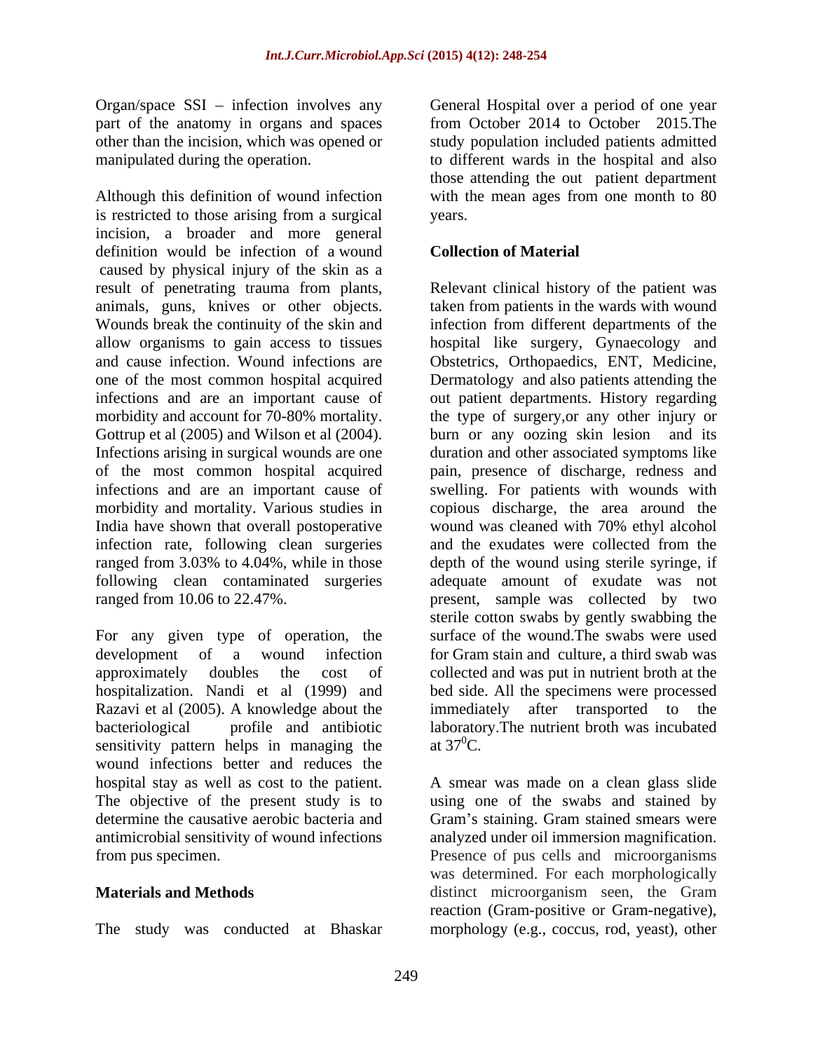Organ/space SSI – infection involves any part of the anatomy in organs and spaces other than the incision, which was opened or manipulated during the operation.

Although this definition of wound infection is restricted to those arising from a surgical incision, a broader and more general definition would be infection of a wound caused by physical injury of the skin as a result of penetrating trauma from plants, animals, guns, knives or other objects. Wounds break the continuity of the skin and allow organisms to gain access to tissues and cause infection. Wound infections are one of the most common hospital acquired infections and are an important cause of morbidity and account for 70-80% mortality. Gottrup et al (2005) and Wilson et al (2004). Infections arising in surgical wounds are one of the most common hospital acquired infections and are an important cause of morbidity and mortality. Various studies in India have shown that overall postoperative infection rate, following clean surgeries ranged from 3.03% to 4.04%, while in those following clean contaminated surgeries ranged from 10.06 to 22.47%.

For any given type of operation, the development of a wound infection approximately doubles the cost of hospitalization. Nandi et al (1999) and Razavi et al (2005). A knowledge about the bacteriological profile and antibiotic sensitivity pattern helps in managing the wound infections better and reduces the hospital stay as well as cost to the patient. The objective of the present study is to determine the causative aerobic bacteria and antimicrobial sensitivity of wound infections from pus specimen.

## Materials and Methods

The study was conducted at Bhaskar General Hospital over a period of one year from October 2014 to October 2015.The study population included patients admitted to different wards in the hospital and also those attending the out patient department with the mean ages from one month to 80 years.

### Collection of Material

Relevant clinical history of the patient was taken from patients in the wards with wound infection from different departments of the hospital like surgery, Gynaecology and Obstetrics, Orthopaedics, ENT, Medicine, Dermatology and also patients attending the out patient departments. History regarding the type of surgery,or any other injury or burn or any oozing skin lesion and its duration and other associated symptoms like pain, presence of discharge, redness and swelling. For patients with wounds with copious discharge, the area around the wound was cleaned with 70% ethyl alcohol and the exudates were collected from the depth of the wound using sterile syringe, if adequate amount of exudate was not present, sample was collected by two sterile cotton swabs by gently swabbing the surface of the wound.The swabs were used for Gram stain and culture, a third swab was collected and was put in nutrient broth at the bed side. All the specimens were processed immediately after transported to the laboratory.The nutrient broth was incubated at $37^0$C.

A smear was made on a clean glass slide using one of the swabs and stained by Gram's staining. Gram stained smears were analyzed under oil immersion magnification. Presence of pus cells and microorganisms was determined. For each morphologically distinct microorganism seen, the Gram reaction (Gram-positive or Gram-negative), morphology (e.g., coccus, rod, yeast), other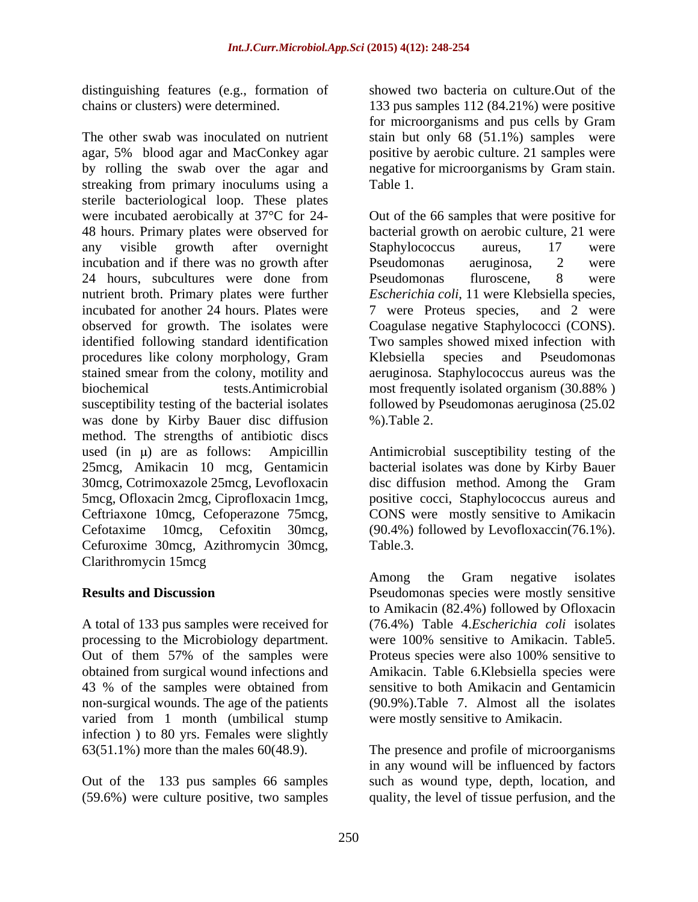distinguishing features (e.g., formation of chains or clusters) were determined.

The other swab was inoculated on nutrient agar, 5% blood agar and MacConkey agar by rolling the swab over the agar and streaking from primary inoculums using a sterile bacteriological loop. These plates were incubated aerobically at 37°C for 24-48 hours. Primary plates were observed for any visible growth after overnight incubation and if there was no growth after 24 hours, subcultures were done from nutrient broth. Primary plates were further incubated for another 24 hours. Plates were observed for growth. The isolates were identified following standard identification procedures like colony morphology, Gram stained smear from the colony, motility and biochemical tests.Antimicrobial susceptibility testing of the bacterial isolates was done by Kirby Bauer disc diffusion method. The strengths of antibiotic discs used (in μ) are as follows: Ampicillin 25mcg, Amikacin 10 mcg, Gentamicin 30mcg, Cotrimoxazole 25mcg, Levofloxacin 5mcg, Ofloxacin 2mcg, Ciprofloxacin 1mcg, Ceftriaxone 10mcg, Cefoperazone 75mcg, Cefotaxime 10mcg, Cefoxitin 30mcg, Cefuroxime 30mcg, Azithromycin 30mcg, Clarithromycin 15mcg

## Results and Discussion

A total of 133 pus samples were received for processing to the Microbiology department. Out of them 57% of the samples were obtained from surgical wound infections and 43 % of the samples were obtained from non-surgical wounds. The age of the patients varied from 1 month (umbilical stump infection ) to 80 yrs. Females were slightly 63(51.1%) more than the males 60(48.9).

Out of the 133 pus samples 66 samples (59.6%) were culture positive, two samples showed two bacteria on culture.Out of the 133 pus samples 112 (84.21%) were positive for microorganisms and pus cells by Gram stain but only 68 (51.1%) samples were positive by aerobic culture. 21 samples were negative for microorganisms by Gram stain. Table 1.

Out of the 66 samples that were positive for bacterial growth on aerobic culture, 21 were Staphylococcus aureus, 17 were Pseudomonas aeruginosa, 2 were Pseudomonas fluroscene, 8 were *Escherichia coli*, 11 were Klebsiella species, 7 were Proteus species, and 2 were Coagulase negative Staphylococci (CONS). Two samples showed mixed infection with Klebsiella species and Pseudomonas aeruginosa. Staphylococcus aureus was the most frequently isolated organism (30.88% ) followed by Pseudomonas aeruginosa (25.02 %).Table 2.

Antimicrobial susceptibility testing of the bacterial isolates was done by Kirby Bauer disc diffusion method. Among the Gram positive cocci, Staphylococcus aureus and CONS were mostly sensitive to Amikacin (90.4%) followed by Levofloxaccin(76.1%). Table.3.

Among the Gram negative isolates Pseudomonas species were mostly sensitive to Amikacin (82.4%) followed by Ofloxacin (76.4%) Table 4.*Escherichia coli* isolates were 100% sensitive to Amikacin. Table5. Proteus species were also 100% sensitive to Amikacin. Table 6.Klebsiella species were sensitive to both Amikacin and Gentamicin (90.9%).Table 7. Almost all the isolates were mostly sensitive to Amikacin.

The presence and profile of microorganisms in any wound will be influenced by factors such as wound type, depth, location, and quality, the level of tissue perfusion, and the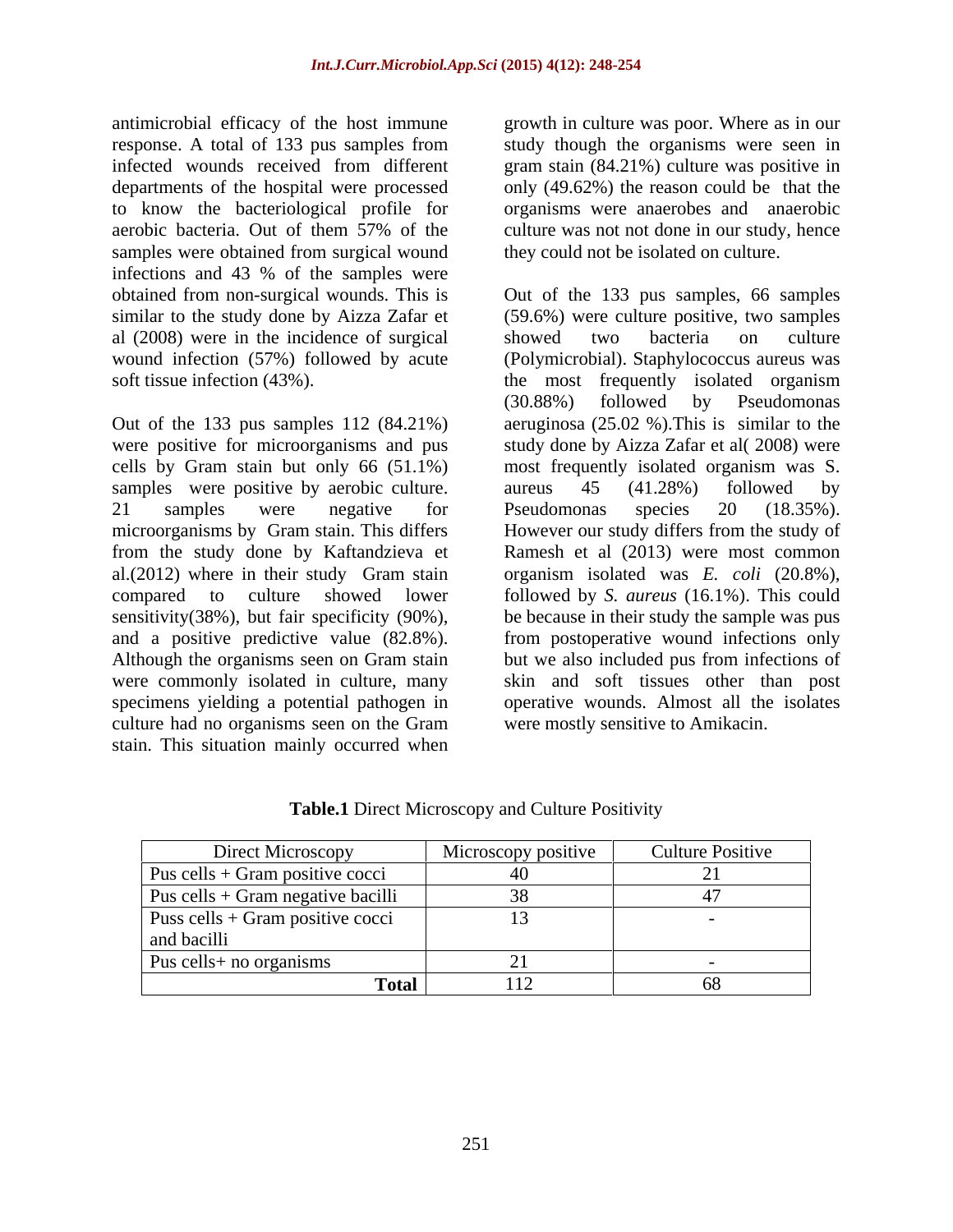antimicrobial efficacy of the host immune response. A total of 133 pus samples from infected wounds received from different departments of the hospital were processed to know the bacteriological profile for aerobic bacteria. Out of them 57% of the samples were obtained from surgical wound infections and 43 % of the samples were obtained from non-surgical wounds. This is similar to the study done by Aizza Zafar et al (2008) were in the incidence of surgical wound infection (57%) followed by acute soft tissue infection (43%).

Out of the 133 pus samples 112 (84.21%) were positive for microorganisms and pus cells by Gram stain but only 66 (51.1%) samples were positive by aerobic culture. 21 samples were negative for microorganisms by Gram stain. This differs from the study done by Kaftandzieva et al.(2012) where in their study Gram stain compared to culture showed lower sensitivity(38%), but fair specificity (90%), and a positive predictive value (82.8%). Although the organisms seen on Gram stain were commonly isolated in culture, many specimens yielding a potential pathogen in culture had no organisms seen on the Gram stain. This situation mainly occurred when growth in culture was poor. Where as in our study though the organisms were seen in gram stain (84.21%) culture was positive in only (49.62%) the reason could be that the organisms were anaerobes and anaerobic culture was not not done in our study, hence they could not be isolated on culture.

Out of the 133 pus samples, 66 samples (59.6%) were culture positive, two samples showed two bacteria on culture (Polymicrobial). Staphylococcus aureus was the most frequently isolated organism (30.88%) followed by Pseudomonas aeruginosa (25.02 %).This is similar to the study done by Aizza Zafar et al( 2008) were most frequently isolated organism was S. aureus 45 (41.28%) followed by Pseudomonas species 20 (18.35%). However our study differs from the study of Ramesh et al (2013) were most common organism isolated was *E. coli* (20.8%), followed by *S. aureus* (16.1%). This could be because in their study the sample was pus from postoperative wound infections only but we also included pus from infections of skin and soft tissues other than post operative wounds. Almost all the isolates were mostly sensitive to Amikacin.

**Table.1** Direct Microscopy and Culture Positivity

| Direct Microscopy | Microscopy positive | Culture Positive |
|---|---|---|
| Pus cells + Gram positive cocci | 40 | 21 |
| Pus cells + Gram negative bacilli | 38 | 47 |
| Puss cells + Gram positive cocci and bacilli | 13 | - |
| Pus cells+ no organisms | 21 | - |
| **Total** | 112 | 68 |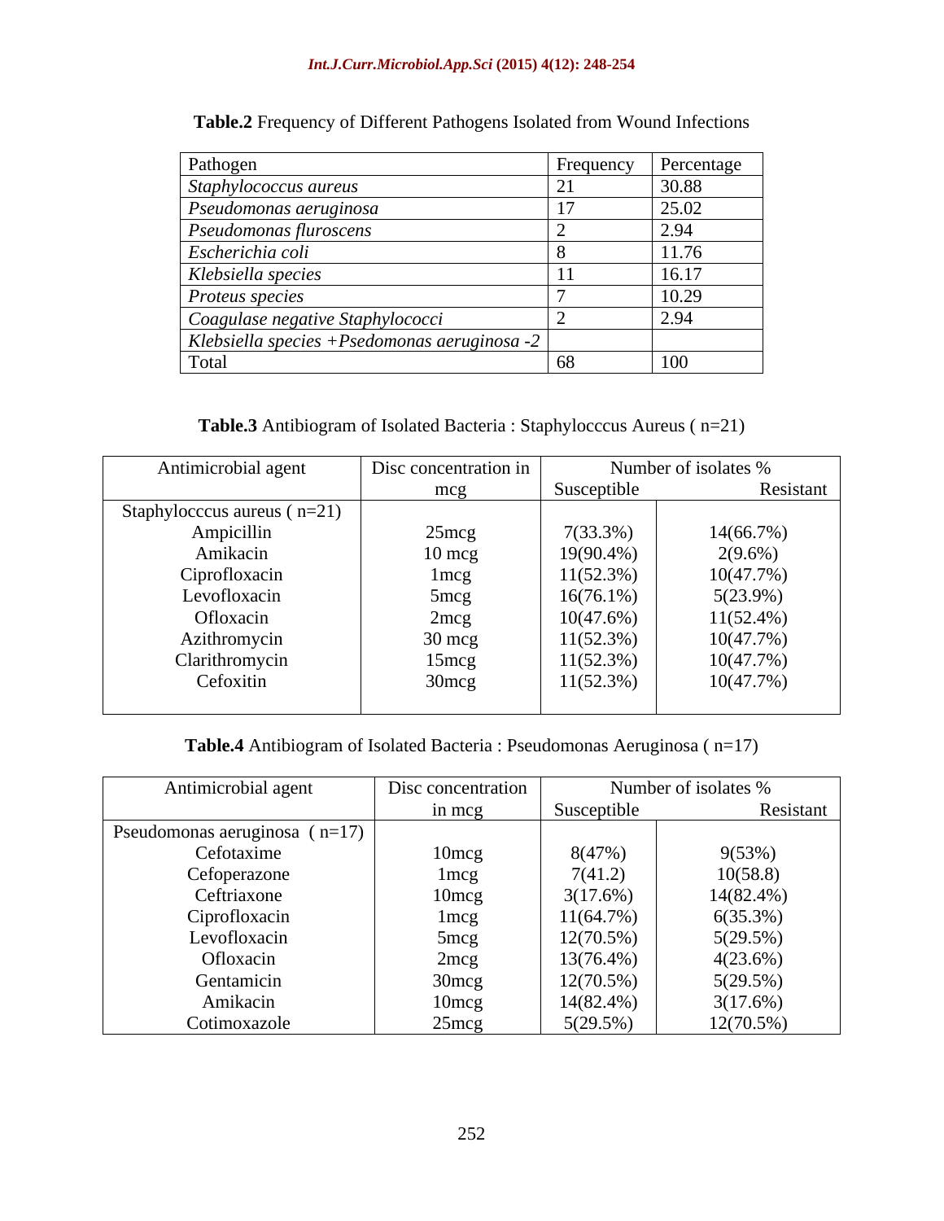**Table.2** Frequency of Different Pathogens Isolated from Wound Infections

| Pathogen | Frequency | Percentage |
|---|---|---|
| *Staphylococcus aureus* | 21 | 30.88 |
| *Pseudomonas aeruginosa* | 17 | 25.02 |
| *Pseudomonas fluroscens* | 2 | 2.94 |
| *Escherichia coli* | 8 | 11.76 |
| *Klebsiella species* | 11 | 16.17 |
| *Proteus species* | 7 | 10.29 |
| *Coagulase negative Staphylococci* | 2 | 2.94 |
| *Klebsiella species +Psedomonas aeruginosa -2* | | |
| Total | 68 | 100 |

**Table.3** Antibiogram of Isolated Bacteria : Staphylocccus Aureus ( n=21)

| Antimicrobial agent | Disc concentration in mcg | Number of isolates % | |
|---|---|---|---|
| | | Susceptible | Resistant |
| Staphylocccus aureus ( n=21) | | | |
| Ampicillin | 25mcg | 7(33.3%) | 14(66.7%) |
| Amikacin | 10 mcg | 19(90.4%) | 2(9.6%) |
| Ciprofloxacin | 1mcg | 11(52.3%) | 10(47.7%) |
| Levofloxacin | 5mcg | 16(76.1%) | 5(23.9%) |
| Ofloxacin | 2mcg | 10(47.6%) | 11(52.4%) |
| Azithromycin | 30 mcg | 11(52.3%) | 10(47.7%) |
| Clarithromycin | 15mcg | 11(52.3%) | 10(47.7%) |
| Cefoxitin | 30mcg | 11(52.3%) | 10(47.7%) |

**Table.4** Antibiogram of Isolated Bacteria : Pseudomonas Aeruginosa ( n=17)

| Antimicrobial agent | Disc concentration in mcg | Number of isolates % | |
|---|---|---|---|
| | | Susceptible | Resistant |
| Pseudomonas aeruginosa ( n=17) | | | |
| Cefotaxime | 10mcg | 8(47%) | 9(53%) |
| Cefoperazone | 1mcg | 7(41.2) | 10(58.8) |
| Ceftriaxone | 10mcg | 3(17.6%) | 14(82.4%) |
| Ciprofloxacin | 1mcg | 11(64.7%) | 6(35.3%) |
| Levofloxacin | 5mcg | 12(70.5%) | 5(29.5%) |
| Ofloxacin | 2mcg | 13(76.4%) | 4(23.6%) |
| Gentamicin | 30mcg | 12(70.5%) | 5(29.5%) |
| Amikacin | 10mcg | 14(82.4%) | 3(17.6%) |
| Cotimoxazole | 25mcg | 5(29.5%) | 12(70.5%) |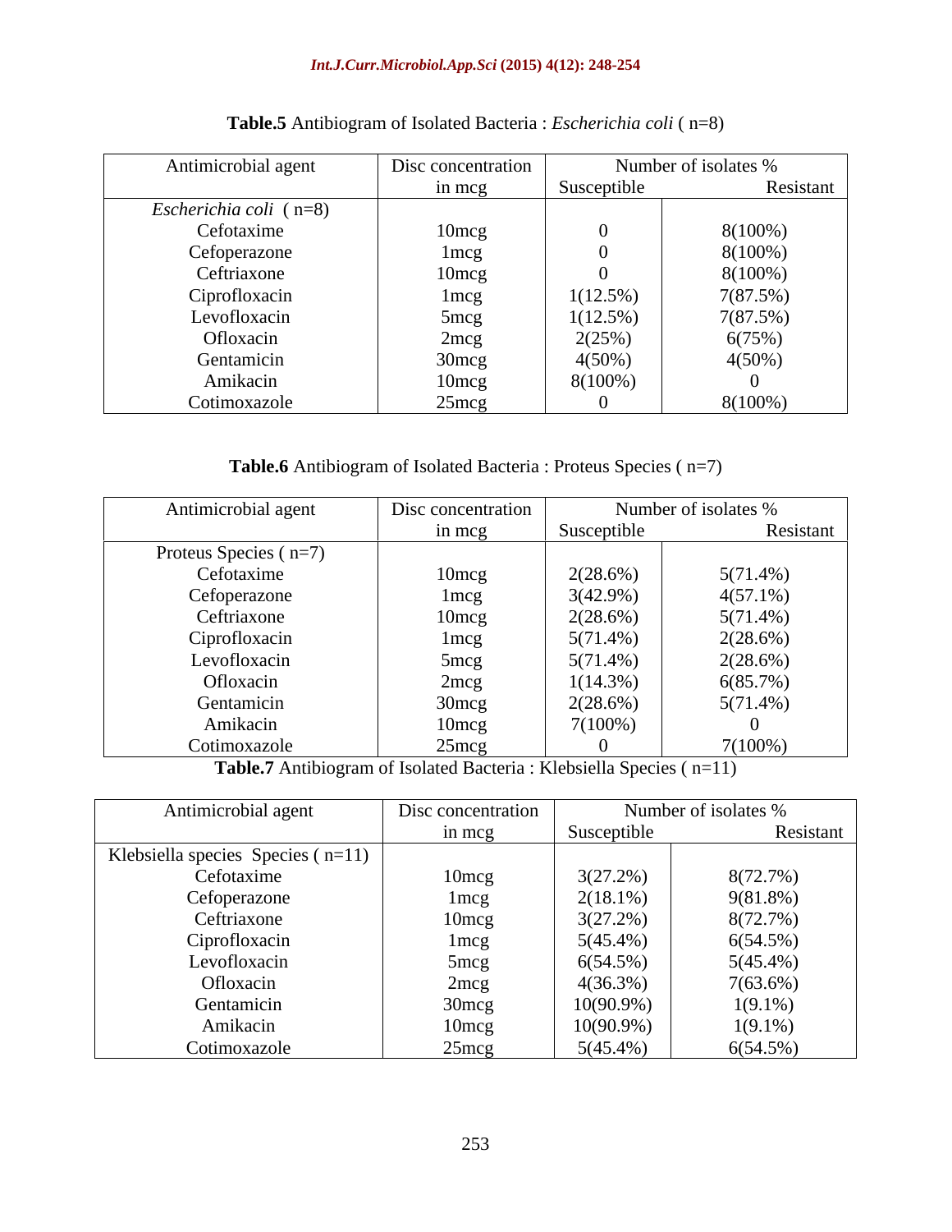**Table.5** Antibiogram of Isolated Bacteria : *Escherichia coli* ( n=8)

| Antimicrobial agent | Disc concentration in mcg | Number of isolates % | |
|---|---|---|---|
| | | Susceptible | Resistant |
| *Escherichia coli* ( n=8) | | | |
| Cefotaxime | 10mcg | 0 | 8(100%) |
| Cefoperazone | 1mcg | 0 | 8(100%) |
| Ceftriaxone | 10mcg | 0 | 8(100%) |
| Ciprofloxacin | 1mcg | 1(12.5%) | 7(87.5%) |
| Levofloxacin | 5mcg | 1(12.5%) | 7(87.5%) |
| Ofloxacin | 2mcg | 2(25%) | 6(75%) |
| Gentamicin | 30mcg | 4(50%) | 4(50%) |
| Amikacin | 10mcg | 8(100%) | 0 |
| Cotimoxazole | 25mcg | 0 | 8(100%) |

**Table.6** Antibiogram of Isolated Bacteria : Proteus Species ( n=7)

| Antimicrobial agent | Disc concentration in mcg | Number of isolates % | |
|---|---|---|---|
| | | Susceptible | Resistant |
| Proteus Species ( n=7) | | | |
| Cefotaxime | 10mcg | 2(28.6%) | 5(71.4%) |
| Cefoperazone | 1mcg | 3(42.9%) | 4(57.1%) |
| Ceftriaxone | 10mcg | 2(28.6%) | 5(71.4%) |
| Ciprofloxacin | 1mcg | 5(71.4%) | 2(28.6%) |
| Levofloxacin | 5mcg | 5(71.4%) | 2(28.6%) |
| Ofloxacin | 2mcg | 1(14.3%) | 6(85.7%) |
| Gentamicin | 30mcg | 2(28.6%) | 5(71.4%) |
| Amikacin | 10mcg | 7(100%) | 0 |
| Cotimoxazole | 25mcg | 0 | 7(100%) |

**Table.7** Antibiogram of Isolated Bacteria : Klebsiella Species ( n=11)

| Antimicrobial agent | Disc concentration in mcg | Number of isolates % | |
|---|---|---|---|
| | | Susceptible | Resistant |
| Klebsiella species Species ( n=11) | | | |
| Cefotaxime | 10mcg | 3(27.2%) | 8(72.7%) |
| Cefoperazone | 1mcg | 2(18.1%) | 9(81.8%) |
| Ceftriaxone | 10mcg | 3(27.2%) | 8(72.7%) |
| Ciprofloxacin | 1mcg | 5(45.4%) | 6(54.5%) |
| Levofloxacin | 5mcg | 6(54.5%) | 5(45.4%) |
| Ofloxacin | 2mcg | 4(36.3%) | 7(63.6%) |
| Gentamicin | 30mcg | 10(90.9%) | 1(9.1%) |
| Amikacin | 10mcg | 10(90.9%) | 1(9.1%) |
| Cotimoxazole | 25mcg | 5(45.4%) | 6(54.5%) |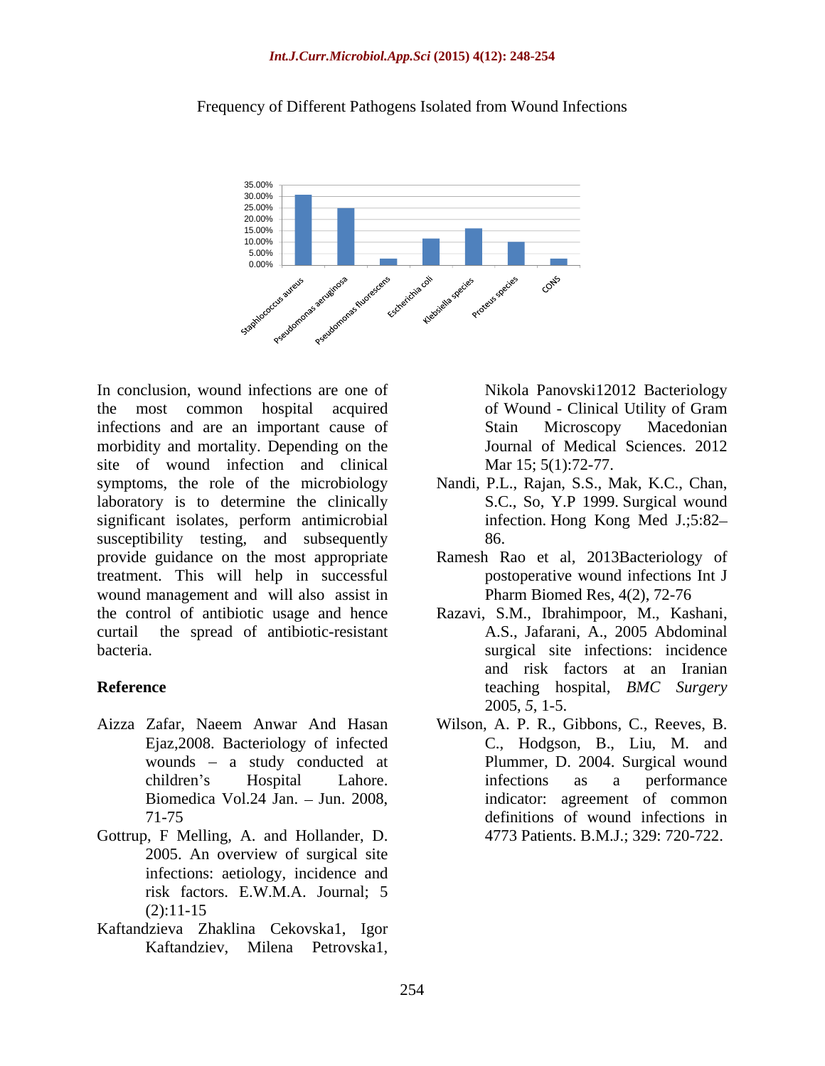Frequency of Different Pathogens Isolated from Wound Infections

35.00%
30.00%
25.00%
20.00%
15.00%
10.00%
5.00%
0.00%

Staphlococcus aureus
Pseudomonas aeruginosa
Pseudomonas fluorescens
Escherichia coli
Klebsiella species
Proteus species
CONS

In conclusion, wound infections are one of the most common hospital acquired infections and are an important cause of morbidity and mortality. Depending on the site of wound infection and clinical symptoms, the role of the microbiology laboratory is to determine the clinically significant isolates, perform antimicrobial susceptibility testing, and subsequently provide guidance on the most appropriate treatment. This will help in successful wound management and will also assist in the control of antibiotic usage and hence curtail the spread of antibiotic-resistant bacteria.

## Reference

Aizza Zafar, Naeem Anwar And Hasan Ejaz,2008. Bacteriology of infected wounds – a study conducted at children's Hospital Lahore. Biomedica Vol.24 Jan. – Jun. 2008, 71-75

Gottrup, F Melling, A. and Hollander, D. 2005. An overview of surgical site infections: aetiology, incidence and risk factors. E.W.M.A. Journal; 5 (2):11-15

Kaftandzieva Zhaklina Cekovska1, Igor Kaftandziev, Milena Petrovska1, Nikola Panovski12012 Bacteriology of Wound - Clinical Utility of Gram Stain Microscopy Macedonian Journal of Medical Sciences. 2012 Mar 15; 5(1):72-77.

Nandi, P.L., Rajan, S.S., Mak, K.C., Chan, S.C., So, Y.P 1999. Surgical wound infection. Hong Kong Med J.;5:82–86.

Ramesh Rao et al, 2013Bacteriology of postoperative wound infections Int J Pharm Biomed Res, 4(2), 72-76

Razavi, S.M., Ibrahimpoor, M., Kashani, A.S., Jafarani, A., 2005 Abdominal surgical site infections: incidence and risk factors at an Iranian teaching hospital, *BMC Surgery* 2005, *5*, 1-5.

Wilson, A. P. R., Gibbons, C., Reeves, B. C., Hodgson, B., Liu, M. and Plummer, D. 2004. Surgical wound infections as a performance indicator: agreement of common definitions of wound infections in 4773 Patients. B.M.J.; 329: 720-722.